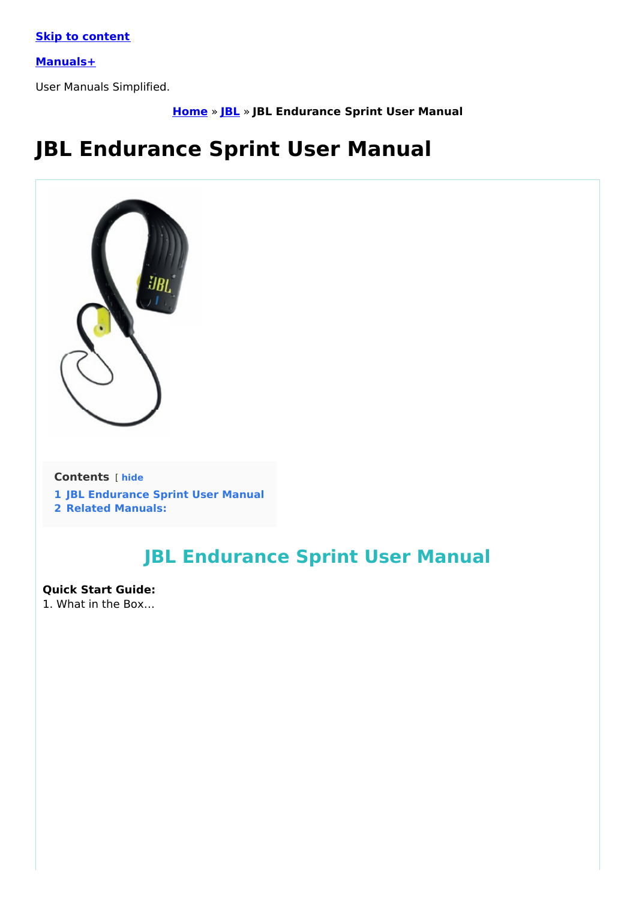Skip to content

Manuals+

User Manuals Simplified.

Home » JBL » JBL Endurance Sprint User Manual

# JBL Endurance Sprint User Manual

Contents [ hide
1 JBL Endurance Sprint User Manual
2 Related Manuals:

## JBL Endurance Sprint User Manual

**Quick Start Guide:**
1. What in the Box…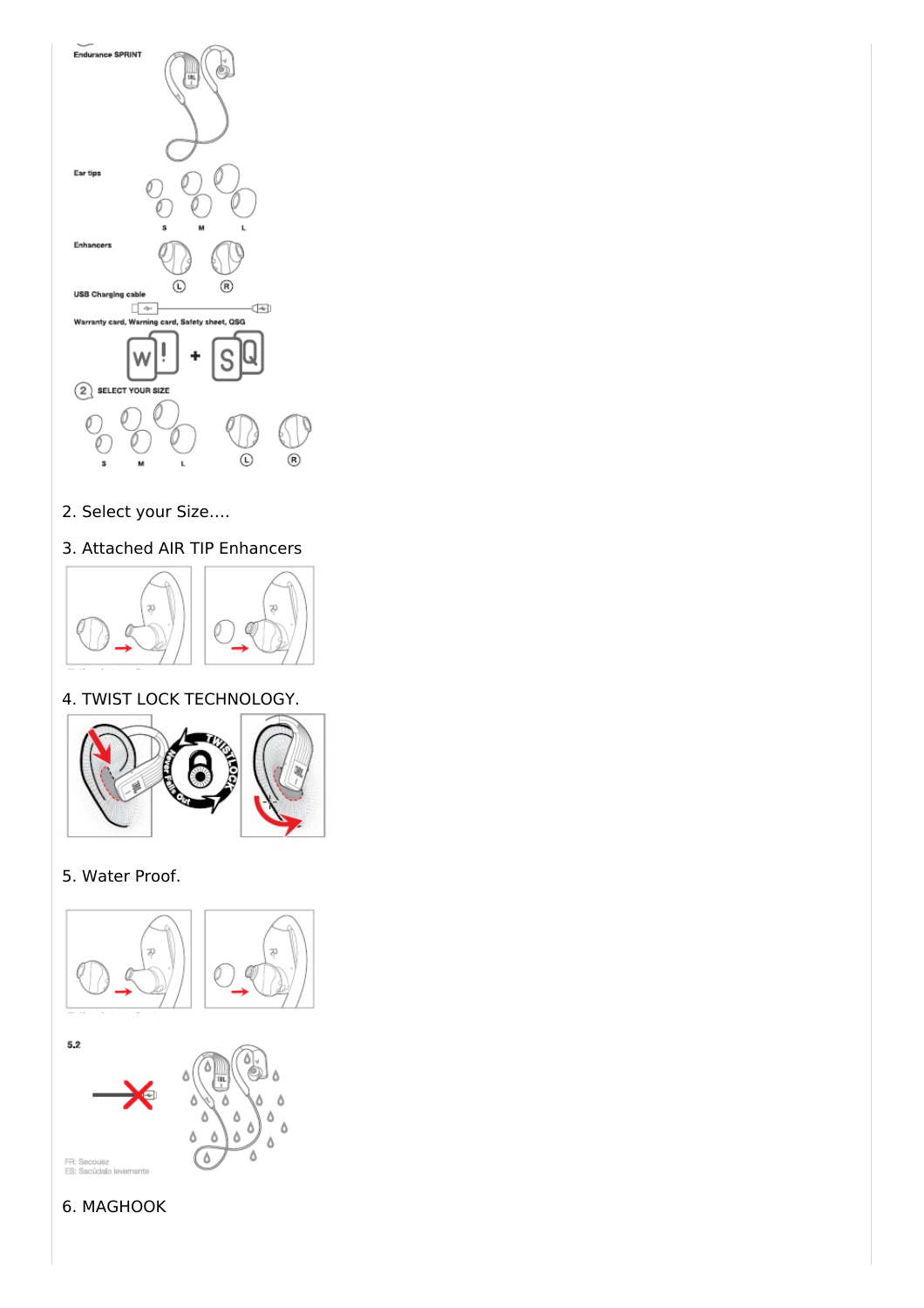2. Select your Size….

3. Attached AIR TIP Enhancers

4. TWIST LOCK TECHNOLOGY.

5. Water Proof.

6. MAGHOOK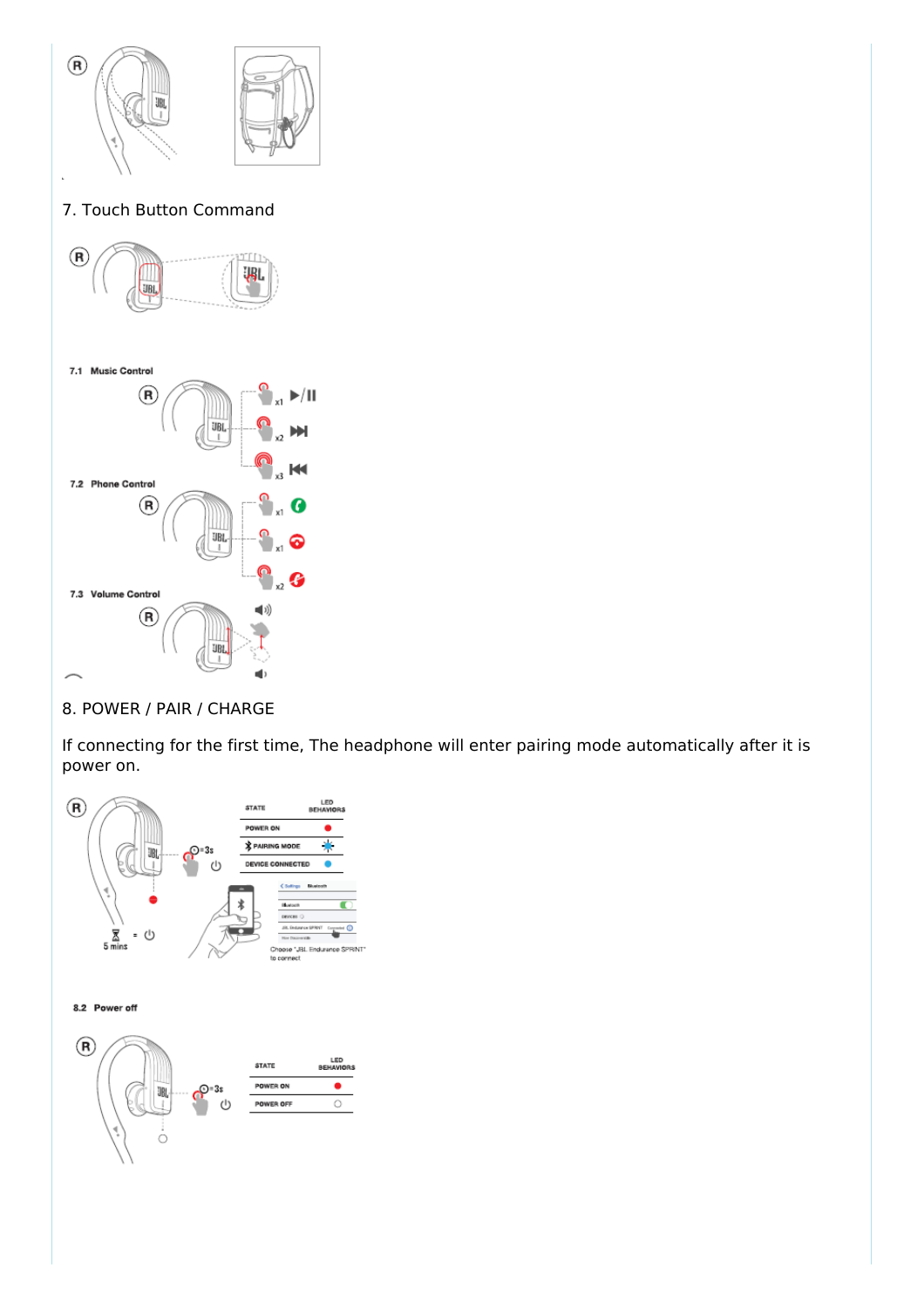## 7. Touch Button Command

7.1 **Music Control**

7.2 **Phone Control**

7.3 **Volume Control**

## 8. POWER / PAIR / CHARGE

If connecting for the first time, The headphone will enter pairing mode automatically after it is power on.

| STATE | LED BEHAVIORS |
| --- | --- |
| POWER ON | |
| PAIRING MODE | |
| DEVICE CONNECTED | |

5 mins

Choose "JBL Endurance SPRINT" to connect

8.2 **Power off**

| STATE | LED BEHAVIORS |
| --- | --- |
| POWER ON | |
| POWER OFF | |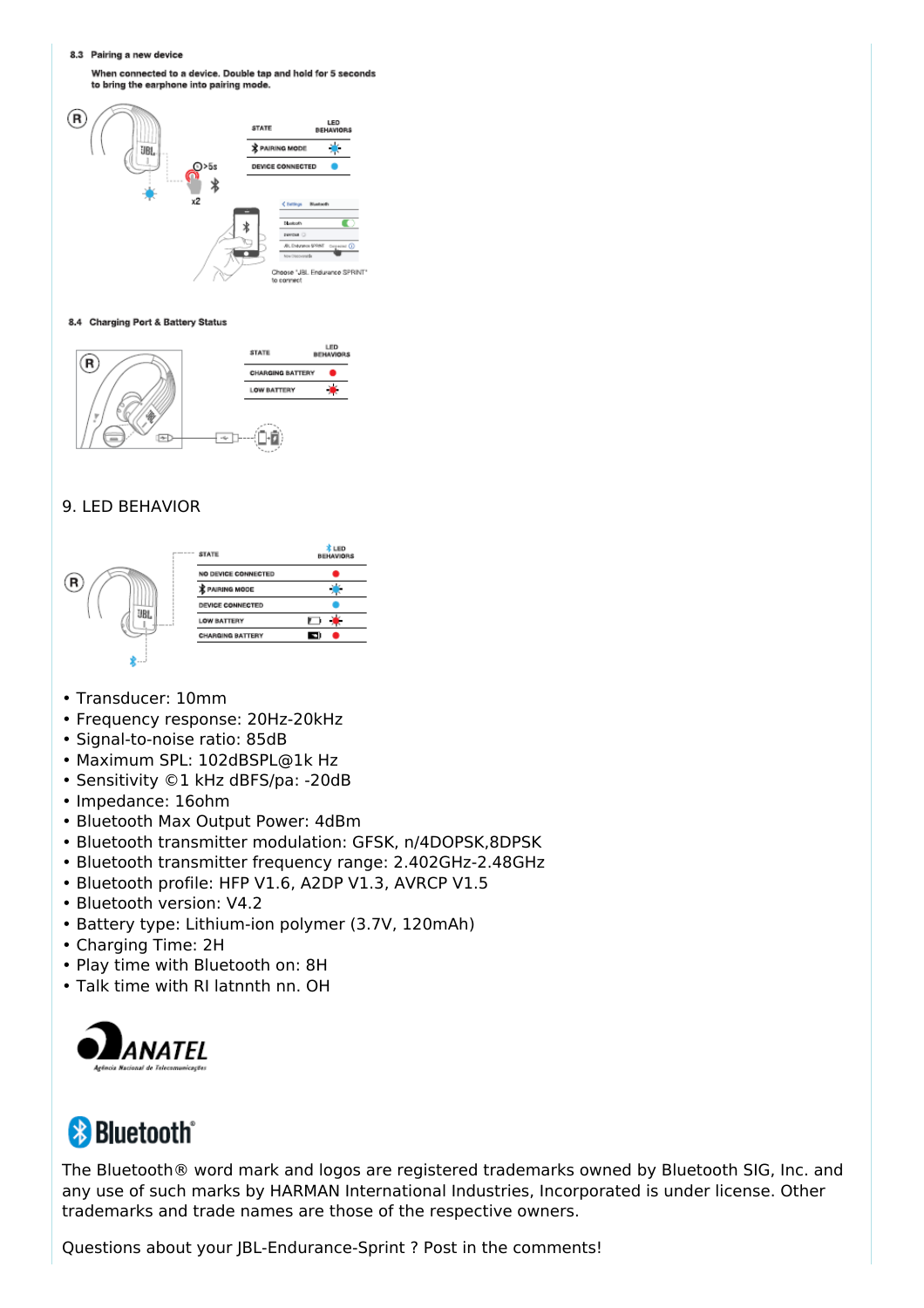### 8.3 Pairing a new device

When connected to a device. Double tap and hold for 5 seconds to bring the earphone into pairing mode.

| STATE | LED BEHAVIORS |
|---|---|
| PAIRING MODE | |
| DEVICE CONNECTED | |

Choose "JBL Endurance SPRINT" to connect

### 8.4 Charging Port & Battery Status

| STATE | LED BEHAVIORS |
|---|---|
| CHARGING BATTERY | |
| LOW BATTERY | |

## 9. LED BEHAVIOR

| STATE | LED BEHAVIORS |
|---|---|
| NO DEVICE CONNECTED | |
| PAIRING MODE | |
| DEVICE CONNECTED | |
| LOW BATTERY | |
| CHARGING BATTERY | |

- Transducer: 10mm
- Frequency response: 20Hz-20kHz
- Signal-to-noise ratio: 85dB
- Maximum SPL: 102dBSPL@1k Hz
- Sensitivity ©1 kHz dBFS/pa: -20dB
- Impedance: 16ohm
- Bluetooth Max Output Power: 4dBm
- Bluetooth transmitter modulation: GFSK, n/4DOPSK,8DPSK
- Bluetooth transmitter frequency range: 2.402GHz-2.48GHz
- Bluetooth profile: HFP V1.6, A2DP V1.3, AVRCP V1.5
- Bluetooth version: V4.2
- Battery type: Lithium-ion polymer (3.7V, 120mAh)
- Charging Time: 2H
- Play time with Bluetooth on: 8H
- Talk time with RI latnnth nn. OH

ANATEL
Agência Nacional de Telecomunicações

Bluetooth®

The Bluetooth® word mark and logos are registered trademarks owned by Bluetooth SIG, Inc. and any use of such marks by HARMAN International Industries, Incorporated is under license. Other trademarks and trade names are those of the respective owners.

Questions about your JBL-Endurance-Sprint ? Post in the comments!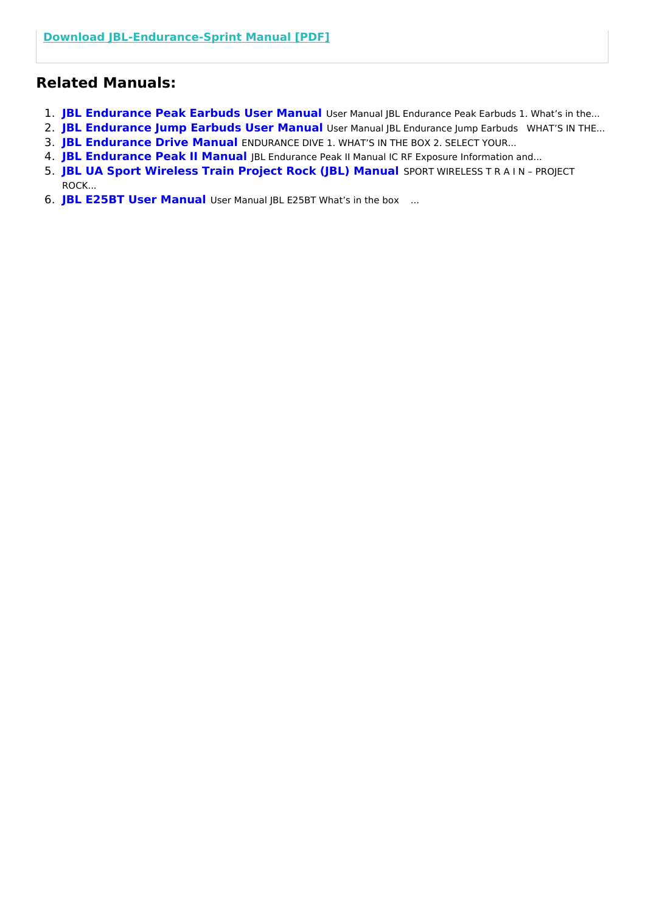**Download JBL-Endurance-Sprint Manual [PDF]**

## Related Manuals:

1. **JBL Endurance Peak Earbuds User Manual** User Manual JBL Endurance Peak Earbuds 1. What's in the...
2. **JBL Endurance Jump Earbuds User Manual** User Manual JBL Endurance Jump Earbuds WHAT'S IN THE...
3. **JBL Endurance Drive Manual** ENDURANCE DIVE 1. WHAT'S IN THE BOX 2. SELECT YOUR...
4. **JBL Endurance Peak II Manual** JBL Endurance Peak II Manual IC RF Exposure Information and...
5. **JBL UA Sport Wireless Train Project Rock (JBL) Manual** SPORT WIRELESS T R A I N – PROJECT ROCK...
6. **JBL E25BT User Manual** User Manual JBL E25BT What's in the box ...